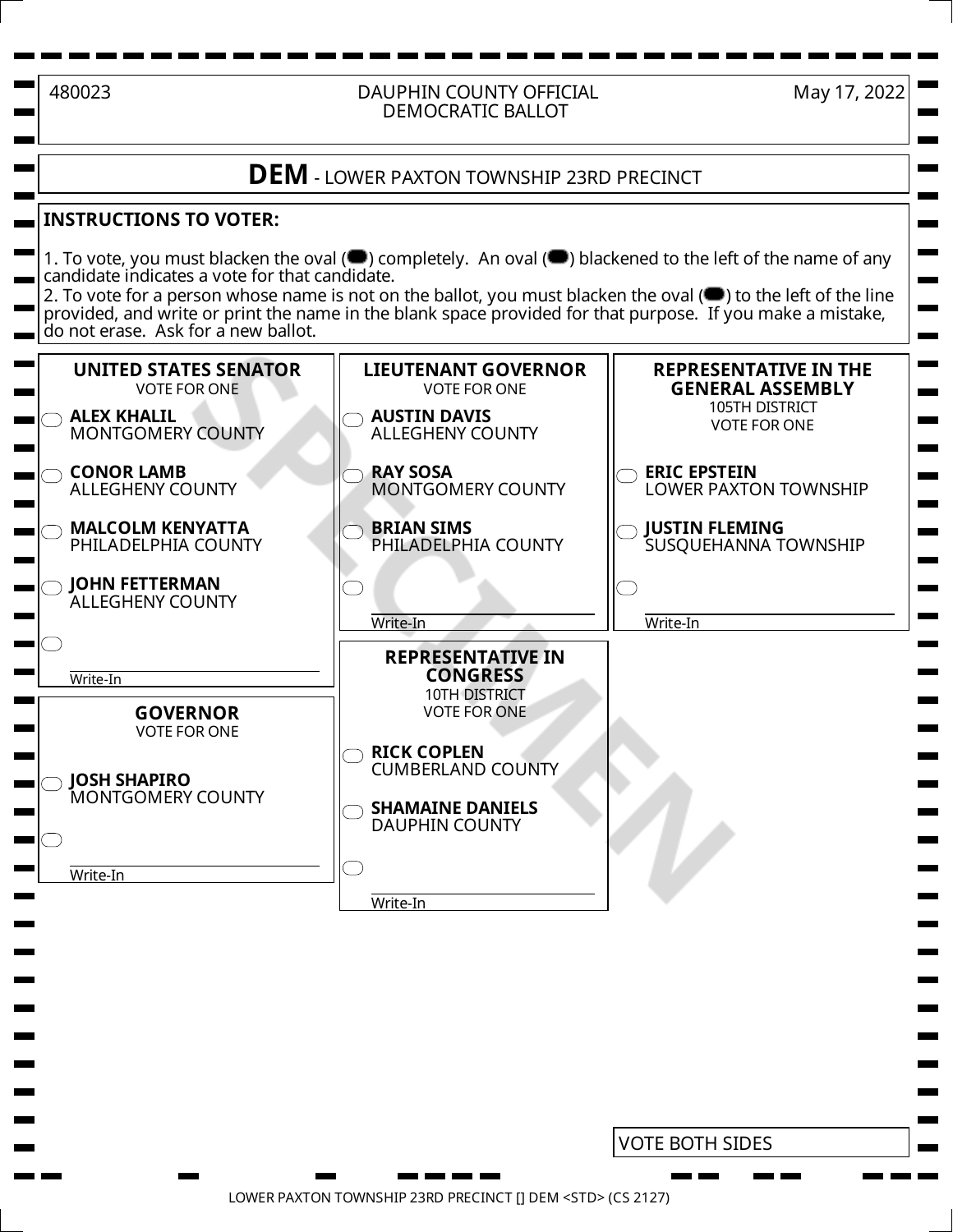480023

# DAUPHIN COUNTY OFFICIAL DEMOCRATIC BALLOT

May 17, 2022

## DEM - LOWER PAXTON TOWNSHIP 23RD PRECINCT

**INSTRUCTIONS TO VOTER:**

1. To vote, you must blacken the oval (⬬) completely. An oval (⬬) blackened to the left of the name of any candidate indicates a vote for that candidate.
2. To vote for a person whose name is not on the ballot, you must blacken the oval (⬬) to the left of the line provided, and write or print the name in the blank space provided for that purpose. If you make a mistake, do not erase. Ask for a new ballot.

### UNITED STATES SENATOR
VOTE FOR ONE

- ⬭ **ALEX KHALIL** MONTGOMERY COUNTY
- ⬭ **CONOR LAMB** ALLEGHENY COUNTY
- ⬭ **MALCOLM KENYATTA** PHILADELPHIA COUNTY
- ⬭ **JOHN FETTERMAN** ALLEGHENY COUNTY
- ⬭ ____________ Write-In

### GOVERNOR
VOTE FOR ONE

- ⬭ **JOSH SHAPIRO** MONTGOMERY COUNTY
- ⬭ ____________ Write-In

### LIEUTENANT GOVERNOR
VOTE FOR ONE

- ⬭ **AUSTIN DAVIS** ALLEGHENY COUNTY
- ⬭ **RAY SOSA** MONTGOMERY COUNTY
- ⬭ **BRIAN SIMS** PHILADELPHIA COUNTY
- ⬭ ____________ Write-In

### REPRESENTATIVE IN CONGRESS
10TH DISTRICT
VOTE FOR ONE

- ⬭ **RICK COPLEN** CUMBERLAND COUNTY
- ⬭ **SHAMAINE DANIELS** DAUPHIN COUNTY
- ⬭ ____________ Write-In

### REPRESENTATIVE IN THE GENERAL ASSEMBLY
105TH DISTRICT
VOTE FOR ONE

- ⬭ **ERIC EPSTEIN** LOWER PAXTON TOWNSHIP
- ⬭ **JUSTIN FLEMING** SUSQUEHANNA TOWNSHIP
- ⬭ ____________ Write-In

VOTE BOTH SIDES

LOWER PAXTON TOWNSHIP 23RD PRECINCT [] DEM <STD> (CS 2127)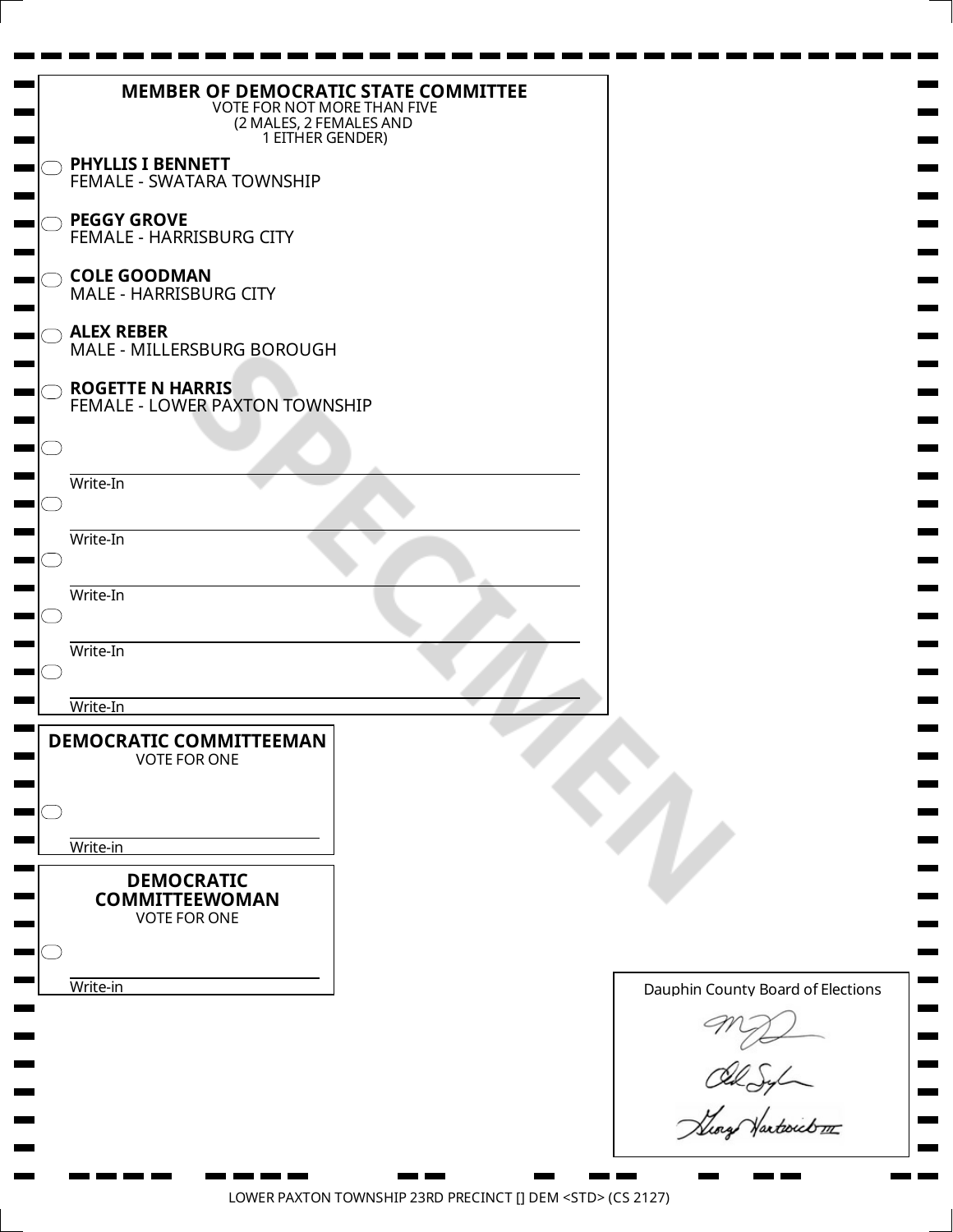## MEMBER OF DEMOCRATIC STATE COMMITTEE

VOTE FOR NOT MORE THAN FIVE
(2 MALES, 2 FEMALES AND
1 EITHER GENDER)

- **PHYLLIS I BENNETT**
  FEMALE - SWATARA TOWNSHIP
- **PEGGY GROVE**
  FEMALE - HARRISBURG CITY
- **COLE GOODMAN**
  MALE - HARRISBURG CITY
- **ALEX REBER**
  MALE - MILLERSBURG BOROUGH
- **ROGETTE N HARRIS**
  FEMALE - LOWER PAXTON TOWNSHIP
- Write-In
- Write-In
- Write-In
- Write-In
- Write-In

## DEMOCRATIC COMMITTEEMAN

VOTE FOR ONE

- Write-in

## DEMOCRATIC COMMITTEEWOMAN

VOTE FOR ONE

- Write-in

SPECIMEN

Dauphin County Board of Elections

LOWER PAXTON TOWNSHIP 23RD PRECINCT [] DEM <STD> (CS 2127)